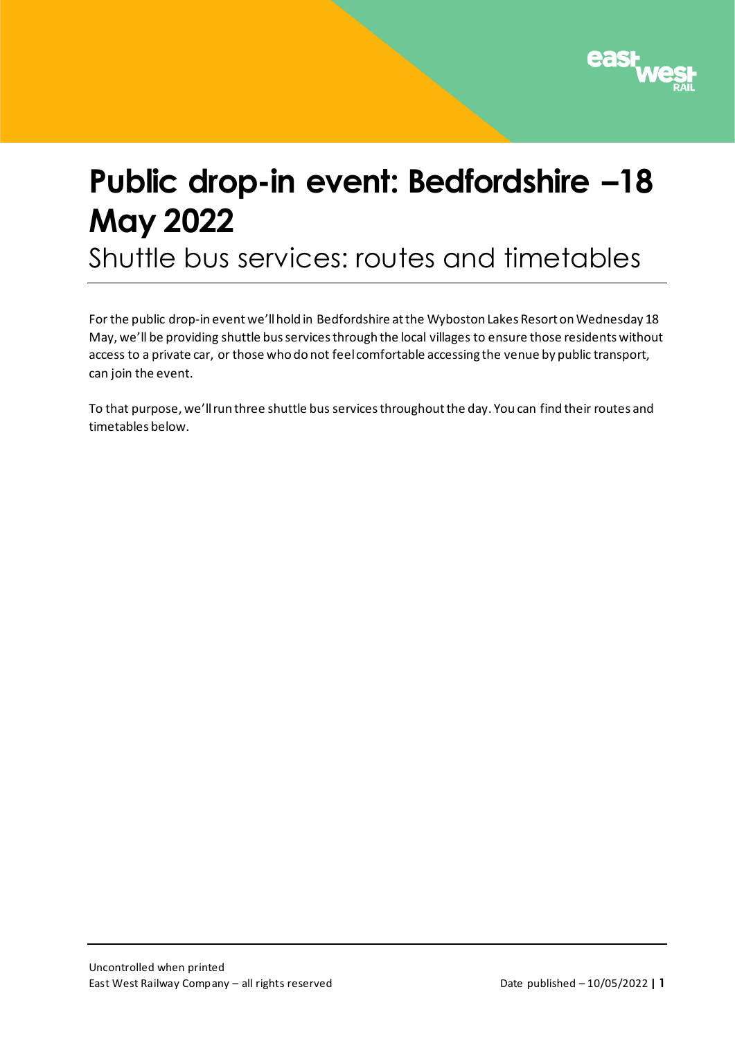# Public drop-in event: Bedfordshire –18 May 2022

## Shuttle bus services: routes and timetables

For the public drop-in event we'll hold in Bedfordshire at the Wyboston Lakes Resort on Wednesday 18 May, we'll be providing shuttle bus services through the local villages to ensure those residents without access to a private car, or those who do not feel comfortable accessing the venue by public transport, can join the event.

To that purpose, we'll run three shuttle bus services throughout the day. You can find their routes and timetables below.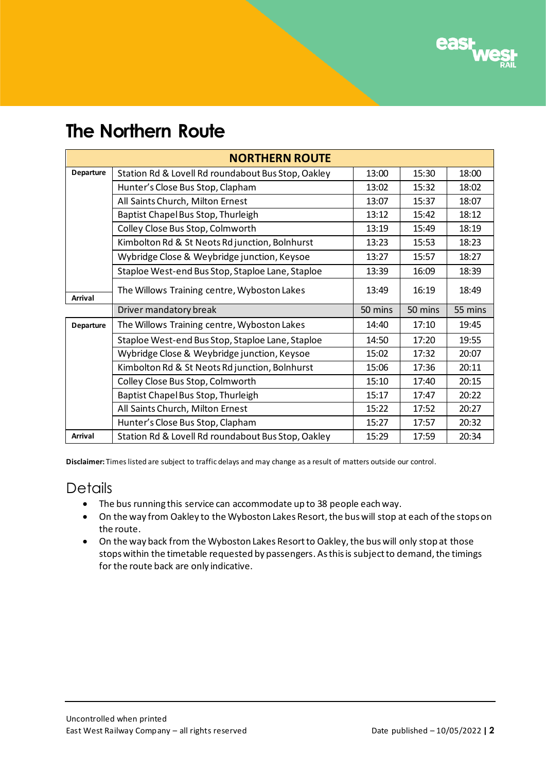# The Northern Route

| NORTHERN ROUTE | | | | |
|---|---|---|---|---|
| **Departure** | Station Rd & Lovell Rd roundabout Bus Stop, Oakley | 13:00 | 15:30 | 18:00 |
| | Hunter's Close Bus Stop, Clapham | 13:02 | 15:32 | 18:02 |
| | All Saints Church, Milton Ernest | 13:07 | 15:37 | 18:07 |
| | Baptist Chapel Bus Stop, Thurleigh | 13:12 | 15:42 | 18:12 |
| | Colley Close Bus Stop, Colmworth | 13:19 | 15:49 | 18:19 |
| | Kimbolton Rd & St Neots Rd junction, Bolnhurst | 13:23 | 15:53 | 18:23 |
| | Wybridge Close & Weybridge junction, Keysoe | 13:27 | 15:57 | 18:27 |
| | Staploe West-end Bus Stop, Staploe Lane, Staploe | 13:39 | 16:09 | 18:39 |
| **Arrival** | The Willows Training centre, Wyboston Lakes | 13:49 | 16:19 | 18:49 |
| | Driver mandatory break | 50 mins | 50 mins | 55 mins |
| **Departure** | The Willows Training centre, Wyboston Lakes | 14:40 | 17:10 | 19:45 |
| | Staploe West-end Bus Stop, Staploe Lane, Staploe | 14:50 | 17:20 | 19:55 |
| | Wybridge Close & Weybridge junction, Keysoe | 15:02 | 17:32 | 20:07 |
| | Kimbolton Rd & St Neots Rd junction, Bolnhurst | 15:06 | 17:36 | 20:11 |
| | Colley Close Bus Stop, Colmworth | 15:10 | 17:40 | 20:15 |
| | Baptist Chapel Bus Stop, Thurleigh | 15:17 | 17:47 | 20:22 |
| | All Saints Church, Milton Ernest | 15:22 | 17:52 | 20:27 |
| | Hunter's Close Bus Stop, Clapham | 15:27 | 17:57 | 20:32 |
| **Arrival** | Station Rd & Lovell Rd roundabout Bus Stop, Oakley | 15:29 | 17:59 | 20:34 |

**Disclaimer:** Times listed are subject to traffic delays and may change as a result of matters outside our control.

## Details

- The bus running this service can accommodate up to 38 people each way.
- On the way from Oakley to the Wyboston Lakes Resort, the bus will stop at each of the stops on the route.
- On the way back from the Wyboston Lakes Resort to Oakley, the bus will only stop at those stops within the timetable requested by passengers. As this is subject to demand, the timings for the route back are only indicative.

Uncontrolled when printed
East West Railway Company – all rights reserved

Date published – 10/05/2022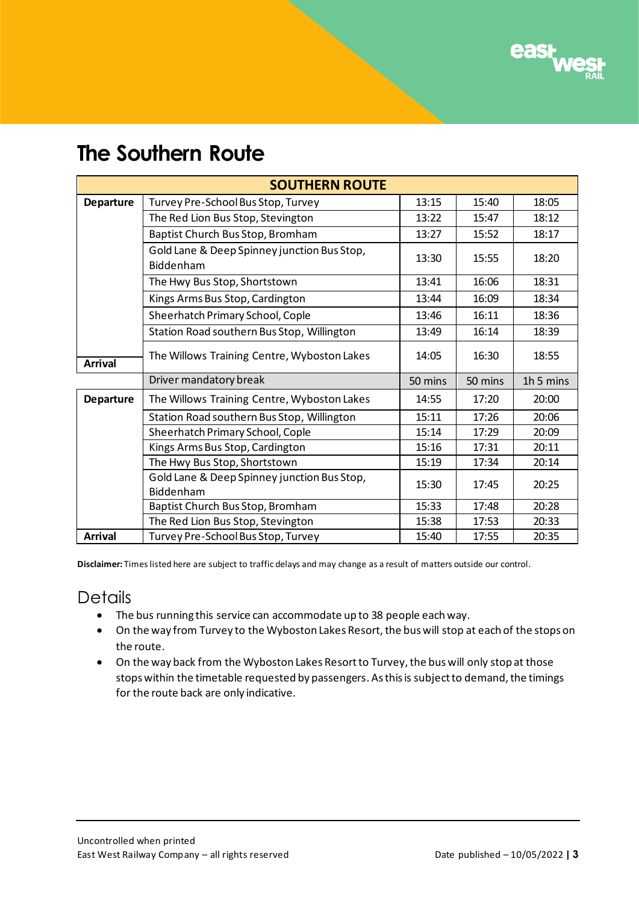# The Southern Route

| SOUTHERN ROUTE | | | | |
|---|---|---|---|---|
| **Departure** | Turvey Pre-School Bus Stop, Turvey | 13:15 | 15:40 | 18:05 |
| | The Red Lion Bus Stop, Stevington | 13:22 | 15:47 | 18:12 |
| | Baptist Church Bus Stop, Bromham | 13:27 | 15:52 | 18:17 |
| | Gold Lane & Deep Spinney junction Bus Stop, Biddenham | 13:30 | 15:55 | 18:20 |
| | The Hwy Bus Stop, Shortstown | 13:41 | 16:06 | 18:31 |
| | Kings Arms Bus Stop, Cardington | 13:44 | 16:09 | 18:34 |
| | Sheerhatch Primary School, Cople | 13:46 | 16:11 | 18:36 |
| | Station Road southern Bus Stop, Willington | 13:49 | 16:14 | 18:39 |
| **Arrival** | The Willows Training Centre, Wyboston Lakes | 14:05 | 16:30 | 18:55 |
| | Driver mandatory break | 50 mins | 50 mins | 1h 5 mins |
| **Departure** | The Willows Training Centre, Wyboston Lakes | 14:55 | 17:20 | 20:00 |
| | Station Road southern Bus Stop, Willington | 15:11 | 17:26 | 20:06 |
| | Sheerhatch Primary School, Cople | 15:14 | 17:29 | 20:09 |
| | Kings Arms Bus Stop, Cardington | 15:16 | 17:31 | 20:11 |
| | The Hwy Bus Stop, Shortstown | 15:19 | 17:34 | 20:14 |
| | Gold Lane & Deep Spinney junction Bus Stop, Biddenham | 15:30 | 17:45 | 20:25 |
| | Baptist Church Bus Stop, Bromham | 15:33 | 17:48 | 20:28 |
| | The Red Lion Bus Stop, Stevington | 15:38 | 17:53 | 20:33 |
| **Arrival** | Turvey Pre-School Bus Stop, Turvey | 15:40 | 17:55 | 20:35 |

**Disclaimer:** Times listed here are subject to traffic delays and may change as a result of matters outside our control.

## Details

- The bus running this service can accommodate up to 38 people each way.
- On the way from Turvey to the Wyboston Lakes Resort, the bus will stop at each of the stops on the route.
- On the way back from the Wyboston Lakes Resort to Turvey, the bus will only stop at those stops within the timetable requested by passengers. As this is subject to demand, the timings for the route back are only indicative.

Uncontrolled when printed
East West Railway Company – all rights reserved

Date published – 10/05/2022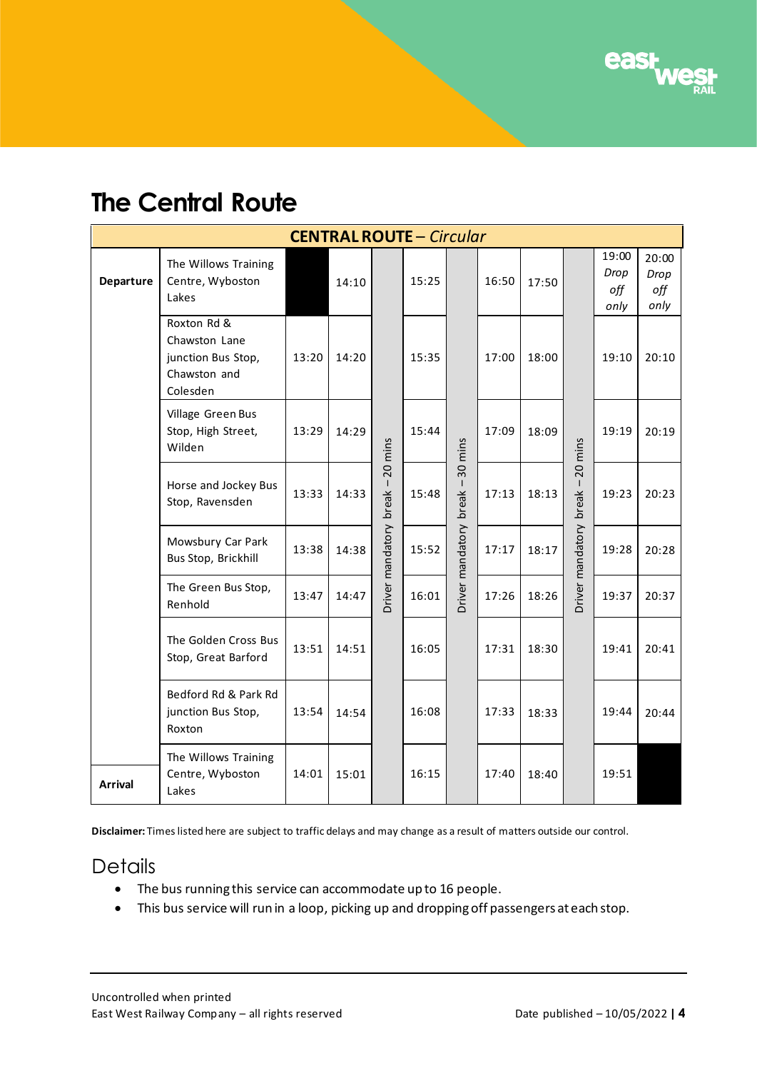# The Central Route

| CENTRAL ROUTE – *Circular* | | | | | | | | | | | |
|---|---|---|---|---|---|---|---|---|---|---|---|
| **Departure** | The Willows Training Centre, Wyboston Lakes | | 14:10 | Driver mandatory break – 20 mins | 15:25 | Driver mandatory break – 30 mins | 16:50 | 17:50 | Driver mandatory break – 20 mins | 19:00 *Drop off only* | 20:00 *Drop off only* |
| | Roxton Rd & Chawston Lane junction Bus Stop, Chawston and Colesden | 13:20 | 14:20 | | 15:35 | | 17:00 | 18:00 | | 19:10 | 20:10 |
| | Village Green Bus Stop, High Street, Wilden | 13:29 | 14:29 | | 15:44 | | 17:09 | 18:09 | | 19:19 | 20:19 |
| | Horse and Jockey Bus Stop, Ravensden | 13:33 | 14:33 | | 15:48 | | 17:13 | 18:13 | | 19:23 | 20:23 |
| | Mowsbury Car Park Bus Stop, Brickhill | 13:38 | 14:38 | | 15:52 | | 17:17 | 18:17 | | 19:28 | 20:28 |
| | The Green Bus Stop, Renhold | 13:47 | 14:47 | | 16:01 | | 17:26 | 18:26 | | 19:37 | 20:37 |
| | The Golden Cross Bus Stop, Great Barford | 13:51 | 14:51 | | 16:05 | | 17:31 | 18:30 | | 19:41 | 20:41 |
| | Bedford Rd & Park Rd junction Bus Stop, Roxton | 13:54 | 14:54 | | 16:08 | | 17:33 | 18:33 | | 19:44 | 20:44 |
| **Arrival** | The Willows Training Centre, Wyboston Lakes | 14:01 | 15:01 | | 16:15 | | 17:40 | 18:40 | | 19:51 | |

**Disclaimer:** Times listed here are subject to traffic delays and may change as a result of matters outside our control.

## Details

- The bus running this service can accommodate up to 16 people.
- This bus service will run in a loop, picking up and dropping off passengers at each stop.

Uncontrolled when printed
East West Railway Company – all rights reserved

Date published – 10/05/2022